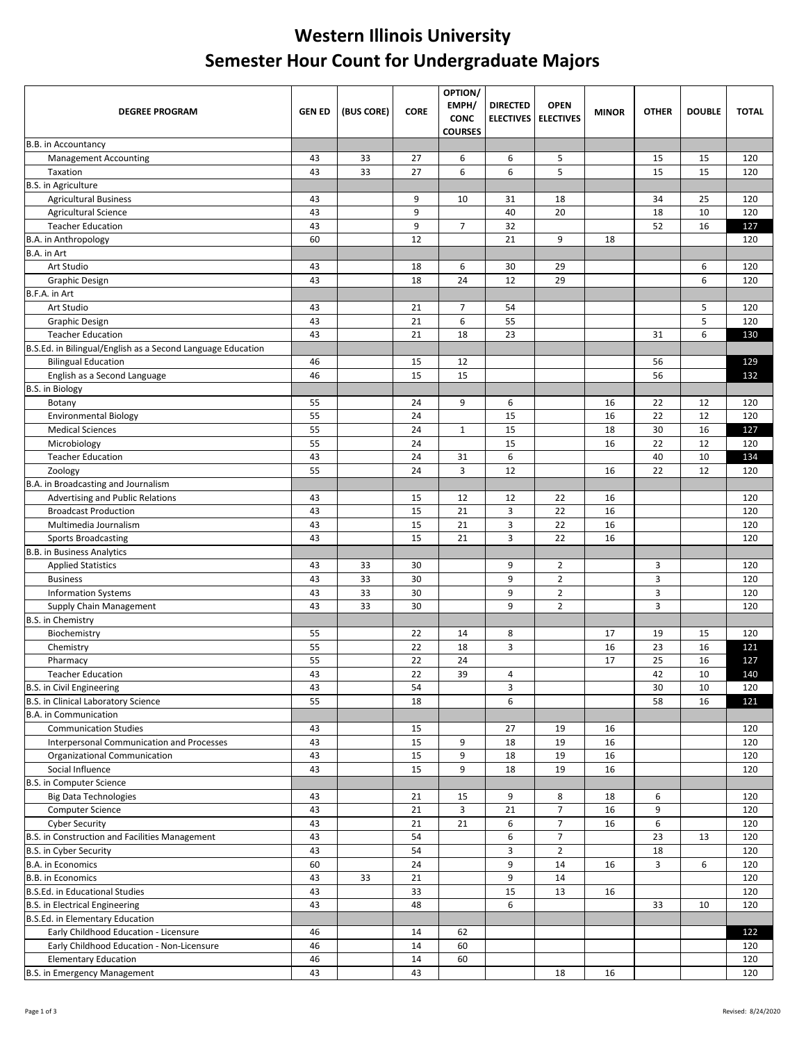# Western Illinois University
# Semester Hour Count for Undergraduate Majors

| DEGREE PROGRAM | GEN ED | (BUS CORE) | CORE | OPTION/ EMPH/ CONC COURSES | DIRECTED ELECTIVES | OPEN ELECTIVES | MINOR | OTHER | DOUBLE | TOTAL |
|---|---|---|---|---|---|---|---|---|---|---|
| B.B. in Accountancy | | | | | | | | | | |
| Management Accounting | 43 | 33 | 27 | 6 | 6 | 5 | | 15 | 15 | 120 |
| Taxation | 43 | 33 | 27 | 6 | 6 | 5 | | 15 | 15 | 120 |
| B.S. in Agriculture | | | | | | | | | | |
| Agricultural Business | 43 | | 9 | 10 | 31 | 18 | | 34 | 25 | 120 |
| Agricultural Science | 43 | | 9 | | 40 | 20 | | 18 | 10 | 120 |
| Teacher Education | 43 | | 9 | 7 | 32 | | | 52 | 16 | 127 |
| B.A. in Anthropology | 60 | | 12 | | 21 | 9 | 18 | | | 120 |
| B.A. in Art | | | | | | | | | | |
| Art Studio | 43 | | 18 | 6 | 30 | 29 | | | 6 | 120 |
| Graphic Design | 43 | | 18 | 24 | 12 | 29 | | | 6 | 120 |
| B.F.A. in Art | | | | | | | | | | |
| Art Studio | 43 | | 21 | 7 | 54 | | | | 5 | 120 |
| Graphic Design | 43 | | 21 | 6 | 55 | | | | 5 | 120 |
| Teacher Education | 43 | | 21 | 18 | 23 | | | 31 | 6 | 130 |
| B.S.Ed. in Bilingual/English as a Second Language Education | | | | | | | | | | |
| Bilingual Education | 46 | | 15 | 12 | | | | 56 | | 129 |
| English as a Second Language | 46 | | 15 | 15 | | | | 56 | | 132 |
| B.S. in Biology | | | | | | | | | | |
| Botany | 55 | | 24 | 9 | 6 | | 16 | 22 | 12 | 120 |
| Environmental Biology | 55 | | 24 | | 15 | | 16 | 22 | 12 | 120 |
| Medical Sciences | 55 | | 24 | 1 | 15 | | 18 | 30 | 16 | 127 |
| Microbiology | 55 | | 24 | | 15 | | 16 | 22 | 12 | 120 |
| Teacher Education | 43 | | 24 | 31 | 6 | | | 40 | 10 | 134 |
| Zoology | 55 | | 24 | 3 | 12 | | 16 | 22 | 12 | 120 |
| B.A. in Broadcasting and Journalism | | | | | | | | | | |
| Advertising and Public Relations | 43 | | 15 | 12 | 12 | 22 | 16 | | | 120 |
| Broadcast Production | 43 | | 15 | 21 | 3 | 22 | 16 | | | 120 |
| Multimedia Journalism | 43 | | 15 | 21 | 3 | 22 | 16 | | | 120 |
| Sports Broadcasting | 43 | | 15 | 21 | 3 | 22 | 16 | | | 120 |
| B.B. in Business Analytics | | | | | | | | | | |
| Applied Statistics | 43 | 33 | 30 | | 9 | 2 | | 3 | | 120 |
| Business | 43 | 33 | 30 | | 9 | 2 | | 3 | | 120 |
| Information Systems | 43 | 33 | 30 | | 9 | 2 | | 3 | | 120 |
| Supply Chain Management | 43 | 33 | 30 | | 9 | 2 | | 3 | | 120 |
| B.S. in Chemistry | | | | | | | | | | |
| Biochemistry | 55 | | 22 | 14 | 8 | | 17 | 19 | 15 | 120 |
| Chemistry | 55 | | 22 | 18 | 3 | | 16 | 23 | 16 | 121 |
| Pharmacy | 55 | | 22 | 24 | | | 17 | 25 | 16 | 127 |
| Teacher Education | 43 | | 22 | 39 | 4 | | | 42 | 10 | 140 |
| B.S. in Civil Engineering | 43 | | 54 | | 3 | | | 30 | 10 | 120 |
| B.S. in Clinical Laboratory Science | 55 | | 18 | | 6 | | | 58 | 16 | 121 |
| B.A. in Communication | | | | | | | | | | |
| Communication Studies | 43 | | 15 | | 27 | 19 | 16 | | | 120 |
| Interpersonal Communication and Processes | 43 | | 15 | 9 | 18 | 19 | 16 | | | 120 |
| Organizational Communication | 43 | | 15 | 9 | 18 | 19 | 16 | | | 120 |
| Social Influence | 43 | | 15 | 9 | 18 | 19 | 16 | | | 120 |
| B.S. in Computer Science | | | | | | | | | | |
| Big Data Technologies | 43 | | 21 | 15 | 9 | 8 | 18 | 6 | | 120 |
| Computer Science | 43 | | 21 | 3 | 21 | 7 | 16 | 9 | | 120 |
| Cyber Security | 43 | | 21 | 21 | 6 | 7 | 16 | 6 | | 120 |
| B.S. in Construction and Facilities Management | 43 | | 54 | | 6 | 7 | | 23 | 13 | 120 |
| B.S. in Cyber Security | 43 | | 54 | | 3 | 2 | | 18 | | 120 |
| B.A. in Economics | 60 | | 24 | | 9 | 14 | 16 | 3 | 6 | 120 |
| B.B. in Economics | 43 | 33 | 21 | | 9 | 14 | | | | 120 |
| B.S.Ed. in Educational Studies | 43 | | 33 | | 15 | 13 | 16 | | | 120 |
| B.S. in Electrical Engineering | 43 | | 48 | | 6 | | | 33 | 10 | 120 |
| B.S.Ed. in Elementary Education | | | | | | | | | | |
| Early Childhood Education - Licensure | 46 | | 14 | 62 | | | | | | 122 |
| Early Childhood Education - Non-Licensure | 46 | | 14 | 60 | | | | | | 120 |
| Elementary Education | 46 | | 14 | 60 | | | | | | 120 |
| B.S. in Emergency Management | 43 | | 43 | | | 18 | 16 | | | 120 |

Revised: 8/24/2020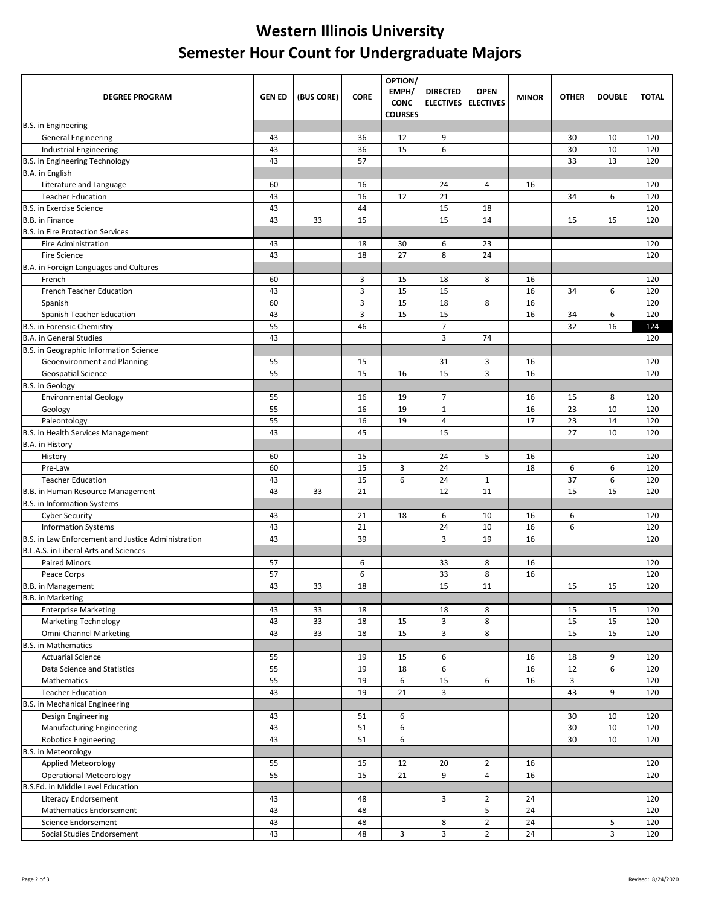# Western Illinois University
# Semester Hour Count for Undergraduate Majors

| DEGREE PROGRAM | GEN ED | (BUS CORE) | CORE | OPTION/ EMPH/ CONC COURSES | DIRECTED ELECTIVES | OPEN ELECTIVES | MINOR | OTHER | DOUBLE | TOTAL |
|---|---|---|---|---|---|---|---|---|---|---|
| B.S. in Engineering | | | | | | | | | | |
| General Engineering | 43 | | 36 | 12 | 9 | | | 30 | 10 | 120 |
| Industrial Engineering | 43 | | 36 | 15 | 6 | | | 30 | 10 | 120 |
| B.S. in Engineering Technology | 43 | | 57 | | | | | 33 | 13 | 120 |
| B.A. in English | | | | | | | | | | |
| Literature and Language | 60 | | 16 | | 24 | 4 | 16 | | | 120 |
| Teacher Education | 43 | | 16 | 12 | 21 | | | 34 | 6 | 120 |
| B.S. in Exercise Science | 43 | | 44 | | 15 | 18 | | | | 120 |
| B.B. in Finance | 43 | 33 | 15 | | 15 | 14 | | 15 | 15 | 120 |
| B.S. in Fire Protection Services | | | | | | | | | | |
| Fire Administration | 43 | | 18 | 30 | 6 | 23 | | | | 120 |
| Fire Science | 43 | | 18 | 27 | 8 | 24 | | | | 120 |
| B.A. in Foreign Languages and Cultures | | | | | | | | | | |
| French | 60 | | 3 | 15 | 18 | 8 | 16 | | | 120 |
| French Teacher Education | 43 | | 3 | 15 | 15 | | 16 | 34 | 6 | 120 |
| Spanish | 60 | | 3 | 15 | 18 | 8 | 16 | | | 120 |
| Spanish Teacher Education | 43 | | 3 | 15 | 15 | | 16 | 34 | 6 | 120 |
| B.S. in Forensic Chemistry | 55 | | 46 | | 7 | | | 32 | 16 | 124 |
| B.A. in General Studies | 43 | | | | 3 | 74 | | | | 120 |
| B.S. in Geographic Information Science | | | | | | | | | | |
| Geoenvironment and Planning | 55 | | 15 | | 31 | 3 | 16 | | | 120 |
| Geospatial Science | 55 | | 15 | 16 | 15 | 3 | 16 | | | 120 |
| B.S. in Geology | | | | | | | | | | |
| Environmental Geology | 55 | | 16 | 19 | 7 | | 16 | 15 | 8 | 120 |
| Geology | 55 | | 16 | 19 | 1 | | 16 | 23 | 10 | 120 |
| Paleontology | 55 | | 16 | 19 | 4 | | 17 | 23 | 14 | 120 |
| B.S. in Health Services Management | 43 | | 45 | | 15 | | | 27 | 10 | 120 |
| B.A. in History | | | | | | | | | | |
| History | 60 | | 15 | | 24 | 5 | 16 | | | 120 |
| Pre-Law | 60 | | 15 | 3 | 24 | | 18 | 6 | 6 | 120 |
| Teacher Education | 43 | | 15 | 6 | 24 | 1 | | 37 | 6 | 120 |
| B.B. in Human Resource Management | 43 | 33 | 21 | | 12 | 11 | | 15 | 15 | 120 |
| B.S. in Information Systems | | | | | | | | | | |
| Cyber Security | 43 | | 21 | 18 | 6 | 10 | 16 | 6 | | 120 |
| Information Systems | 43 | | 21 | | 24 | 10 | 16 | 6 | | 120 |
| B.S. in Law Enforcement and Justice Administration | 43 | | 39 | | 3 | 19 | 16 | | | 120 |
| B.L.A.S. in Liberal Arts and Sciences | | | | | | | | | | |
| Paired Minors | 57 | | 6 | | 33 | 8 | 16 | | | 120 |
| Peace Corps | 57 | | 6 | | 33 | 8 | 16 | | | 120 |
| B.B. in Management | 43 | 33 | 18 | | 15 | 11 | | 15 | 15 | 120 |
| B.B. in Marketing | | | | | | | | | | |
| Enterprise Marketing | 43 | 33 | 18 | | 18 | 8 | | 15 | 15 | 120 |
| Marketing Technology | 43 | 33 | 18 | 15 | 3 | 8 | | 15 | 15 | 120 |
| Omni-Channel Marketing | 43 | 33 | 18 | 15 | 3 | 8 | | 15 | 15 | 120 |
| B.S. in Mathematics | | | | | | | | | | |
| Actuarial Science | 55 | | 19 | 15 | 6 | | 16 | 18 | 9 | 120 |
| Data Science and Statistics | 55 | | 19 | 18 | 6 | | 16 | 12 | 6 | 120 |
| Mathematics | 55 | | 19 | 6 | 15 | 6 | 16 | 3 | | 120 |
| Teacher Education | 43 | | 19 | 21 | 3 | | | 43 | 9 | 120 |
| B.S. in Mechanical Engineering | | | | | | | | | | |
| Design Engineering | 43 | | 51 | 6 | | | | 30 | 10 | 120 |
| Manufacturing Engineering | 43 | | 51 | 6 | | | | 30 | 10 | 120 |
| Robotics Engineering | 43 | | 51 | 6 | | | | 30 | 10 | 120 |
| B.S. in Meteorology | | | | | | | | | | |
| Applied Meteorology | 55 | | 15 | 12 | 20 | 2 | 16 | | | 120 |
| Operational Meteorology | 55 | | 15 | 21 | 9 | 4 | 16 | | | 120 |
| B.S.Ed. in Middle Level Education | | | | | | | | | | |
| Literacy Endorsement | 43 | | 48 | | 3 | 2 | 24 | | | 120 |
| Mathematics Endorsement | 43 | | 48 | | | 5 | 24 | | | 120 |
| Science Endorsement | 43 | | 48 | | 8 | 2 | 24 | | 5 | 120 |
| Social Studies Endorsement | 43 | | 48 | 3 | 3 | 2 | 24 | | 3 | 120 |

Revised: 8/24/2020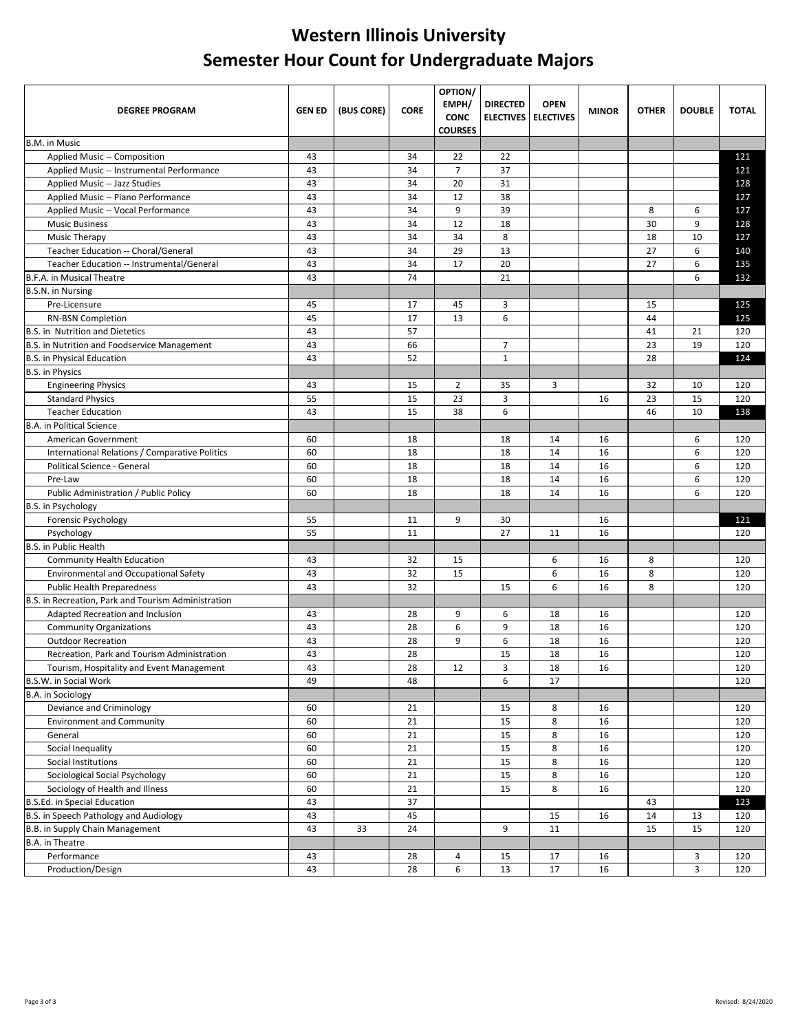# Western Illinois University
# Semester Hour Count for Undergraduate Majors

| DEGREE PROGRAM | GEN ED | (BUS CORE) | CORE | OPTION/ EMPH/ CONC COURSES | DIRECTED ELECTIVES | OPEN ELECTIVES | MINOR | OTHER | DOUBLE | TOTAL |
|---|---|---|---|---|---|---|---|---|---|---|
| B.M. in Music | | | | | | | | | | |
| Applied Music -- Composition | 43 | | 34 | 22 | 22 | | | | | 121 |
| Applied Music -- Instrumental Performance | 43 | | 34 | 7 | 37 | | | | | 121 |
| Applied Music -- Jazz Studies | 43 | | 34 | 20 | 31 | | | | | 128 |
| Applied Music -- Piano Performance | 43 | | 34 | 12 | 38 | | | | | 127 |
| Applied Music -- Vocal Performance | 43 | | 34 | 9 | 39 | | | 8 | 6 | 127 |
| Music Business | 43 | | 34 | 12 | 18 | | | 30 | 9 | 128 |
| Music Therapy | 43 | | 34 | 34 | 8 | | | 18 | 10 | 127 |
| Teacher Education -- Choral/General | 43 | | 34 | 29 | 13 | | | 27 | 6 | 140 |
| Teacher Education -- Instrumental/General | 43 | | 34 | 17 | 20 | | | 27 | 6 | 135 |
| B.F.A. in Musical Theatre | 43 | | 74 | | 21 | | | | 6 | 132 |
| B.S.N. in Nursing | | | | | | | | | | |
| Pre-Licensure | 45 | | 17 | 45 | 3 | | | 15 | | 125 |
| RN-BSN Completion | 45 | | 17 | 13 | 6 | | | 44 | | 125 |
| B.S. in Nutrition and Dietetics | 43 | | 57 | | | | | 41 | 21 | 120 |
| B.S. in Nutrition and Foodservice Management | 43 | | 66 | | 7 | | | 23 | 19 | 120 |
| B.S. in Physical Education | 43 | | 52 | | 1 | | | 28 | | 124 |
| B.S. in Physics | | | | | | | | | | |
| Engineering Physics | 43 | | 15 | 2 | 35 | 3 | | 32 | 10 | 120 |
| Standard Physics | 55 | | 15 | 23 | 3 | | 16 | 23 | 15 | 120 |
| Teacher Education | 43 | | 15 | 38 | 6 | | | 46 | 10 | 138 |
| B.A. in Political Science | | | | | | | | | | |
| American Government | 60 | | 18 | | 18 | 14 | 16 | | 6 | 120 |
| International Relations / Comparative Politics | 60 | | 18 | | 18 | 14 | 16 | | 6 | 120 |
| Political Science - General | 60 | | 18 | | 18 | 14 | 16 | | 6 | 120 |
| Pre-Law | 60 | | 18 | | 18 | 14 | 16 | | 6 | 120 |
| Public Administration / Public Policy | 60 | | 18 | | 18 | 14 | 16 | | 6 | 120 |
| B.S. in Psychology | | | | | | | | | | |
| Forensic Psychology | 55 | | 11 | 9 | 30 | | 16 | | | 121 |
| Psychology | 55 | | 11 | | 27 | 11 | 16 | | | 120 |
| B.S. in Public Health | | | | | | | | | | |
| Community Health Education | 43 | | 32 | 15 | | 6 | 16 | 8 | | 120 |
| Environmental and Occupational Safety | 43 | | 32 | 15 | | 6 | 16 | 8 | | 120 |
| Public Health Preparedness | 43 | | 32 | | 15 | 6 | 16 | 8 | | 120 |
| B.S. in Recreation, Park and Tourism Administration | | | | | | | | | | |
| Adapted Recreation and Inclusion | 43 | | 28 | 9 | 6 | 18 | 16 | | | 120 |
| Community Organizations | 43 | | 28 | 6 | 9 | 18 | 16 | | | 120 |
| Outdoor Recreation | 43 | | 28 | 9 | 6 | 18 | 16 | | | 120 |
| Recreation, Park and Tourism Administration | 43 | | 28 | | 15 | 18 | 16 | | | 120 |
| Tourism, Hospitality and Event Management | 43 | | 28 | 12 | 3 | 18 | 16 | | | 120 |
| B.S.W. in Social Work | 49 | | 48 | | 6 | 17 | | | | 120 |
| B.A. in Sociology | | | | | | | | | | |
| Deviance and Criminology | 60 | | 21 | | 15 | 8 | 16 | | | 120 |
| Environment and Community | 60 | | 21 | | 15 | 8 | 16 | | | 120 |
| General | 60 | | 21 | | 15 | 8 | 16 | | | 120 |
| Social Inequality | 60 | | 21 | | 15 | 8 | 16 | | | 120 |
| Social Institutions | 60 | | 21 | | 15 | 8 | 16 | | | 120 |
| Sociological Social Psychology | 60 | | 21 | | 15 | 8 | 16 | | | 120 |
| Sociology of Health and Illness | 60 | | 21 | | 15 | 8 | 16 | | | 120 |
| B.S.Ed. in Special Education | 43 | | 37 | | | | | 43 | | 123 |
| B.S. in Speech Pathology and Audiology | 43 | | 45 | | | 15 | 16 | 14 | 13 | 120 |
| B.B. in Supply Chain Management | 43 | 33 | 24 | | 9 | 11 | | 15 | 15 | 120 |
| B.A. in Theatre | | | | | | | | | | |
| Performance | 43 | | 28 | 4 | 15 | 17 | 16 | | 3 | 120 |
| Production/Design | 43 | | 28 | 6 | 13 | 17 | 16 | | 3 | 120 |

Revised: 8/24/2020